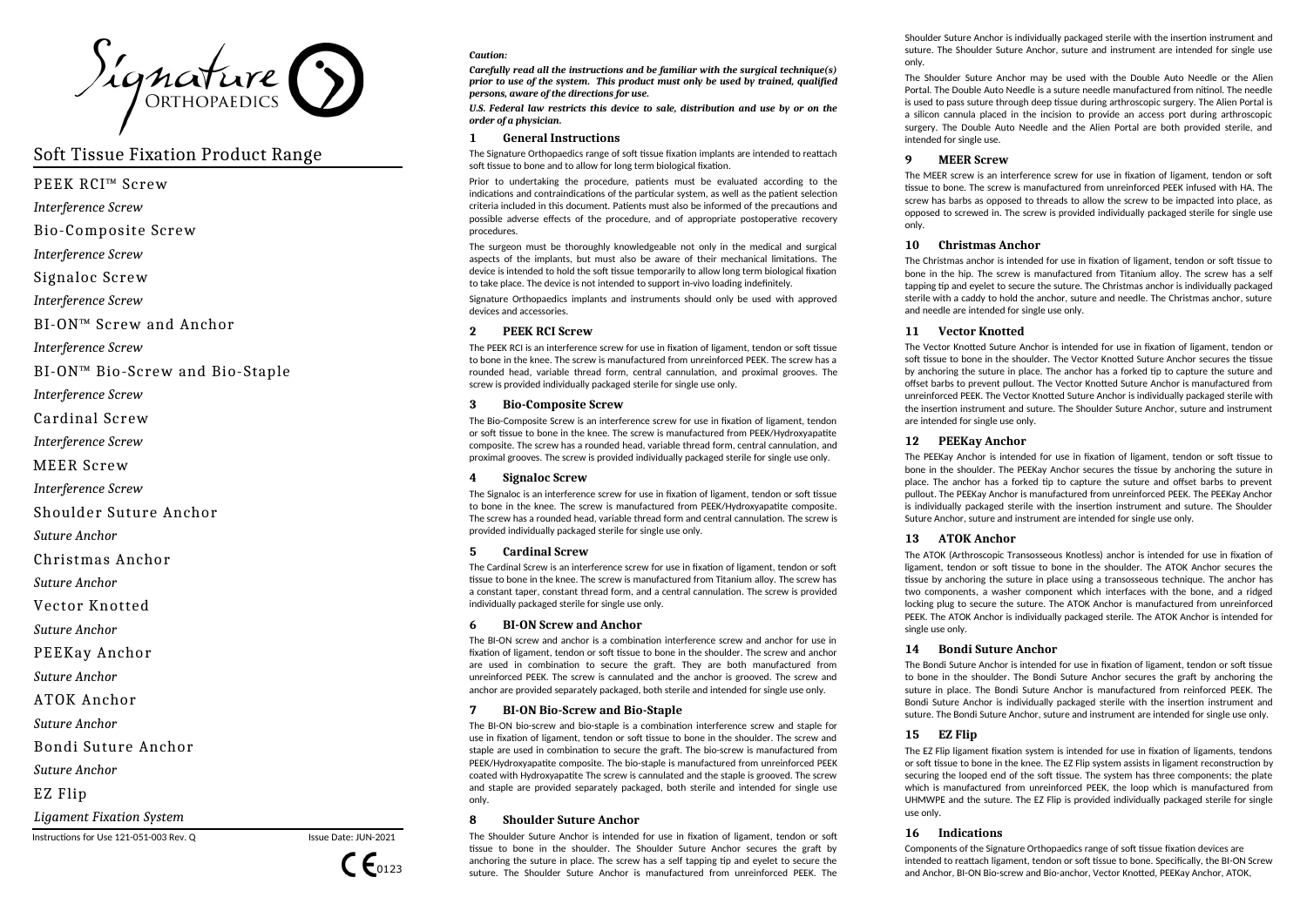Signature ORTHOPAEDICS

# Soft Tissue Fixation Product Range

PEEK RCI™ Screw

*Interference Screw*

Bio-Composite Screw

*Interference Screw*

Signaloc Screw

*Interference Screw*

BI-ON™ Screw and Anchor

*Interference Screw*

BI-ON™ Bio-Screw and Bio-Staple

*Interference Screw*

Cardinal Screw

*Interference Screw*

MEER Screw

*Interference Screw*

Shoulder Suture Anchor

*Suture Anchor*

Christmas Anchor

*Suture Anchor*

Vector Knotted

*Suture Anchor*

PEEKay Anchor

*Suture Anchor*

ATOK Anchor

*Suture Anchor*

Bondi Suture Anchor

*Suture Anchor*

EZ Flip

*Ligament Fixation System*

Instructions for Use 121-051-003 Rev. Q

Issue Date: JUN-2021

CE 0123

***Caution:***

***Carefully read all the instructions and be familiar with the surgical technique(s) prior to use of the system. This product must only be used by trained, qualified persons, aware of the directions for use.***

***U.S. Federal law restricts this device to sale, distribution and use by or on the order of a physician.***

## 1 General Instructions

The Signature Orthopaedics range of soft tissue fixation implants are intended to reattach soft tissue to bone and to allow for long term biological fixation.

Prior to undertaking the procedure, patients must be evaluated according to the indications and contraindications of the particular system, as well as the patient selection criteria included in this document. Patients must also be informed of the precautions and possible adverse effects of the procedure, and of appropriate postoperative recovery procedures.

The surgeon must be thoroughly knowledgeable not only in the medical and surgical aspects of the implants, but must also be aware of their mechanical limitations. The device is intended to hold the soft tissue temporarily to allow long term biological fixation to take place. The device is not intended to support in-vivo loading indefinitely.

Signature Orthopaedics implants and instruments should only be used with approved devices and accessories.

## 2 PEEK RCI Screw

The PEEK RCI is an interference screw for use in fixation of ligament, tendon or soft tissue to bone in the knee. The screw is manufactured from unreinforced PEEK. The screw has a rounded head, variable thread form, central cannulation, and proximal grooves. The screw is provided individually packaged sterile for single use only.

## 3 Bio-Composite Screw

The Bio-Composite Screw is an interference screw for use in fixation of ligament, tendon or soft tissue to bone in the knee. The screw is manufactured from PEEK/Hydroxyapatite composite. The screw has a rounded head, variable thread form, central cannulation, and proximal grooves. The screw is provided individually packaged sterile for single use only.

## 4 Signaloc Screw

The Signaloc is an interference screw for use in fixation of ligament, tendon or soft tissue to bone in the knee. The screw is manufactured from PEEK/Hydroxyapatite composite. The screw has a rounded head, variable thread form and central cannulation. The screw is provided individually packaged sterile for single use only.

## 5 Cardinal Screw

The Cardinal Screw is an interference screw for use in fixation of ligament, tendon or soft tissue to bone in the knee. The screw is manufactured from Titanium alloy. The screw has a constant taper, constant thread form, and a central cannulation. The screw is provided individually packaged sterile for single use only.

## 6 BI-ON Screw and Anchor

The BI-ON screw and anchor is a combination interference screw and anchor for use in fixation of ligament, tendon or soft tissue to bone in the shoulder. The screw and anchor are used in combination to secure the graft. They are both manufactured from unreinforced PEEK. The screw is cannulated and the anchor is grooved. The screw and anchor are provided separately packaged, both sterile and intended for single use only.

## 7 BI-ON Bio-Screw and Bio-Staple

The BI-ON bio-screw and bio-staple is a combination interference screw and staple for use in fixation of ligament, tendon or soft tissue to bone in the shoulder. The screw and staple are used in combination to secure the graft. The bio-screw is manufactured from PEEK/Hydroxyapatite composite. The bio-staple is manufactured from unreinforced PEEK coated with Hydroxyapatite The screw is cannulated and the staple is grooved. The screw and staple are provided separately packaged, both sterile and intended for single use only.

## 8 Shoulder Suture Anchor

The Shoulder Suture Anchor is intended for use in fixation of ligament, tendon or soft tissue to bone in the shoulder. The Shoulder Suture Anchor secures the graft by anchoring the suture in place. The screw has a self tapping tip and eyelet to secure the suture. The Shoulder Suture Anchor is manufactured from unreinforced PEEK. The Shoulder Suture Anchor is individually packaged sterile with the insertion instrument and suture. The Shoulder Suture Anchor, suture and instrument are intended for single use only.

The Shoulder Suture Anchor may be used with the Double Auto Needle or the Alien Portal. The Double Auto Needle is a suture needle manufactured from nitinol. The needle is used to pass suture through deep tissue during arthroscopic surgery. The Alien Portal is a silicon cannula placed in the incision to provide an access port during arthroscopic surgery. The Double Auto Needle and the Alien Portal are both provided sterile, and intended for single use.

## 9 MEER Screw

The MEER screw is an interference screw for use in fixation of ligament, tendon or soft tissue to bone. The screw is manufactured from unreinforced PEEK infused with HA. The screw has barbs as opposed to threads to allow the screw to be impacted into place, as opposed to screwed in. The screw is provided individually packaged sterile for single use only.

## 10 Christmas Anchor

The Christmas anchor is intended for use in fixation of ligament, tendon or soft tissue to bone in the hip. The screw is manufactured from Titanium alloy. The screw has a self tapping tip and eyelet to secure the suture. The Christmas anchor is individually packaged sterile with a caddy to hold the anchor, suture and needle. The Christmas anchor, suture and needle are intended for single use only.

## 11 Vector Knotted

The Vector Knotted Suture Anchor is intended for use in fixation of ligament, tendon or soft tissue to bone in the shoulder. The Vector Knotted Suture Anchor secures the tissue by anchoring the suture in place. The anchor has a forked tip to capture the suture and offset barbs to prevent pullout. The Vector Knotted Suture Anchor is manufactured from unreinforced PEEK. The Vector Knotted Suture Anchor is individually packaged sterile with the insertion instrument and suture. The Shoulder Suture Anchor, suture and instrument are intended for single use only.

## 12 PEEKay Anchor

The PEEKay Anchor is intended for use in fixation of ligament, tendon or soft tissue to bone in the shoulder. The PEEKay Anchor secures the tissue by anchoring the suture in place. The anchor has a forked tip to capture the suture and offset barbs to prevent pullout. The PEEKay Anchor is manufactured from unreinforced PEEK. The PEEKay Anchor is individually packaged sterile with the insertion instrument and suture. The Shoulder Suture Anchor, suture and instrument are intended for single use only.

## 13 ATOK Anchor

The ATOK (Arthroscopic Transosseous Knotless) anchor is intended for use in fixation of ligament, tendon or soft tissue to bone in the shoulder. The ATOK Anchor secures the tissue by anchoring the suture in place using a transosseous technique. The anchor has two components, a washer component which interfaces with the bone, and a ridged locking plug to secure the suture. The ATOK Anchor is manufactured from unreinforced PEEK. The ATOK Anchor is individually packaged sterile. The ATOK Anchor is intended for single use only.

## 14 Bondi Suture Anchor

The Bondi Suture Anchor is intended for use in fixation of ligament, tendon or soft tissue to bone in the shoulder. The Bondi Suture Anchor secures the graft by anchoring the suture in place. The Bondi Suture Anchor is manufactured from reinforced PEEK. The Bondi Suture Anchor is individually packaged sterile with the insertion instrument and suture. The Bondi Suture Anchor, suture and instrument are intended for single use only.

## 15 EZ Flip

The EZ Flip ligament fixation system is intended for use in fixation of ligaments, tendons or soft tissue to bone in the knee. The EZ Flip system assists in ligament reconstruction by securing the looped end of the soft tissue. The system has three components; the plate which is manufactured from unreinforced PEEK, the loop which is manufactured from UHMWPE and the suture. The EZ Flip is provided individually packaged sterile for single use only.

## 16 Indications

Components of the Signature Orthopaedics range of soft tissue fixation devices are intended to reattach ligament, tendon or soft tissue to bone. Specifically, the BI-ON Screw and Anchor, BI-ON Bio-screw and Bio-anchor, Vector Knotted, PEEKay Anchor, ATOK,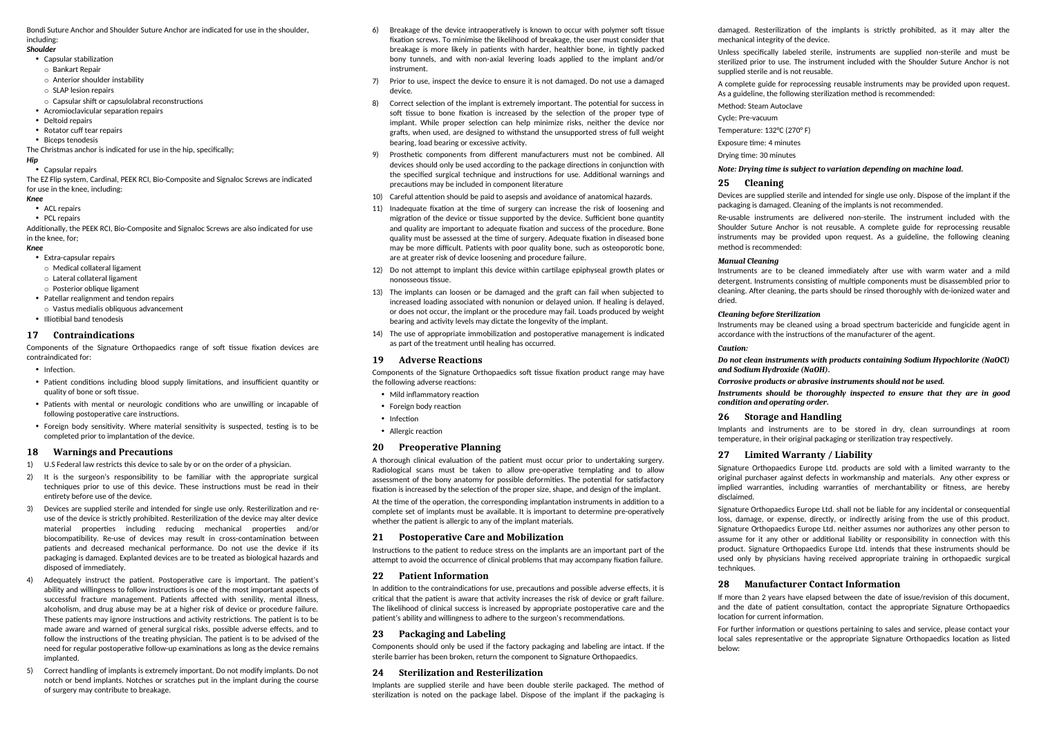Bondi Suture Anchor and Shoulder Suture Anchor are indicated for use in the shoulder, including:

***Shoulder***

- Capsular stabilization
  - Bankart Repair
  - Anterior shoulder instability
  - SLAP lesion repairs
  - Capsular shift or capsulolabral reconstructions
- Acromioclavicular separation repairs
- Deltoid repairs
- Rotator cuff tear repairs
- Biceps tenodesis

The Christmas anchor is indicated for use in the hip, specifically;

***Hip***

- Capsular repairs

The EZ Flip system, Cardinal, PEEK RCI, Bio-Composite and Signaloc Screws are indicated for use in the knee, including:

***Knee***

- ACL repairs
- PCL repairs

Additionally, the PEEK RCI, Bio-Composite and Signaloc Screws are also indicated for use in the knee, for;

***Knee***

- Extra-capsular repairs
  - Medical collateral ligament
  - Lateral collateral ligament
  - Posterior oblique ligament
- Patellar realignment and tendon repairs
  - Vastus medialis obliquous advancement
- Illiotibial band tenodesis

## 17 Contraindications

Components of the Signature Orthopaedics range of soft tissue fixation devices are contraindicated for:

- Infection.
- Patient conditions including blood supply limitations, and insufficient quantity or quality of bone or soft tissue.
- Patients with mental or neurologic conditions who are unwilling or incapable of following postoperative care instructions.
- Foreign body sensitivity. Where material sensitivity is suspected, testing is to be completed prior to implantation of the device.

## 18 Warnings and Precautions

1) U.S Federal law restricts this device to sale by or on the order of a physician.
2) It is the surgeon's responsibility to be familiar with the appropriate surgical techniques prior to use of this device. These instructions must be read in their entirety before use of the device.
3) Devices are supplied sterile and intended for single use only. Resterilization and re-use of the device is strictly prohibited. Resterilization of the device may alter device material properties including reducing mechanical properties and/or biocompatibility. Re-use of devices may result in cross-contamination between patients and decreased mechanical performance. Do not use the device if its packaging is damaged. Explanted devices are to be treated as biological hazards and disposed of immediately.
4) Adequately instruct the patient. Postoperative care is important. The patient's ability and willingness to follow instructions is one of the most important aspects of successful fracture management. Patients affected with senility, mental illness, alcoholism, and drug abuse may be at a higher risk of device or procedure failure. These patients may ignore instructions and activity restrictions. The patient is to be made aware and warned of general surgical risks, possible adverse effects, and to follow the instructions of the treating physician. The patient is to be advised of the need for regular postoperative follow-up examinations as long as the device remains implanted.
5) Correct handling of implants is extremely important. Do not modify implants. Do not notch or bend implants. Notches or scratches put in the implant during the course of surgery may contribute to breakage.
6) Breakage of the device intraoperatively is known to occur with polymer soft tissue fixation screws. To minimise the likelihood of breakage, the user must consider that breakage is more likely in patients with harder, healthier bone, in tightly packed bony tunnels, and with non-axial levering loads applied to the implant and/or instrument.
7) Prior to use, inspect the device to ensure it is not damaged. Do not use a damaged device.
8) Correct selection of the implant is extremely important. The potential for success in soft tissue to bone fixation is increased by the selection of the proper type of implant. While proper selection can help minimize risks, neither the device nor grafts, when used, are designed to withstand the unsupported stress of full weight bearing, load bearing or excessive activity.
9) Prosthetic components from different manufacturers must not be combined. All devices should only be used according to the package directions in conjunction with the specified surgical technique and instructions for use. Additional warnings and precautions may be included in component literature
10) Careful attention should be paid to asepsis and avoidance of anatomical hazards.
11) Inadequate fixation at the time of surgery can increase the risk of loosening and migration of the device or tissue supported by the device. Sufficient bone quantity and quality are important to adequate fixation and success of the procedure. Bone quality must be assessed at the time of surgery. Adequate fixation in diseased bone may be more difficult. Patients with poor quality bone, such as osteoporotic bone, are at greater risk of device loosening and procedure failure.
12) Do not attempt to implant this device within cartilage epiphyseal growth plates or nonosseous tissue.
13) The implants can loosen or be damaged and the graft can fail when subjected to increased loading associated with nonunion or delayed union. If healing is delayed, or does not occur, the implant or the procedure may fail. Loads produced by weight bearing and activity levels may dictate the longevity of the implant.
14) The use of appropriate immobilization and postoperative management is indicated as part of the treatment until healing has occurred.

## 19 Adverse Reactions

Components of the Signature Orthopaedics soft tissue fixation product range may have the following adverse reactions:

- Mild inflammatory reaction
- Foreign body reaction
- Infection
- Allergic reaction

## 20 Preoperative Planning

A thorough clinical evaluation of the patient must occur prior to undertaking surgery. Radiological scans must be taken to allow pre-operative templating and to allow assessment of the bony anatomy for possible deformities. The potential for satisfactory fixation is increased by the selection of the proper size, shape, and design of the implant.

At the time of the operation, the corresponding implantation instruments in addition to a complete set of implants must be available. It is important to determine pre-operatively whether the patient is allergic to any of the implant materials.

## 21 Postoperative Care and Mobilization

Instructions to the patient to reduce stress on the implants are an important part of the attempt to avoid the occurrence of clinical problems that may accompany fixation failure.

## 22 Patient Information

In addition to the contraindications for use, precautions and possible adverse effects, it is critical that the patient is aware that activity increases the risk of device or graft failure. The likelihood of clinical success is increased by appropriate postoperative care and the patient's ability and willingness to adhere to the surgeon's recommendations.

## 23 Packaging and Labeling

Components should only be used if the factory packaging and labeling are intact. If the sterile barrier has been broken, return the component to Signature Orthopaedics.

## 24 Sterilization and Resterilization

Implants are supplied sterile and have been double sterile packaged. The method of sterilization is noted on the package label. Dispose of the implant if the packaging is damaged. Resterilization of the implants is strictly prohibited, as it may alter the mechanical integrity of the device.

Unless specifically labeled sterile, instruments are supplied non-sterile and must be sterilized prior to use. The instrument included with the Shoulder Suture Anchor is not supplied sterile and is not reusable.

A complete guide for reprocessing reusable instruments may be provided upon request. As a guideline, the following sterilization method is recommended:

Method: Steam Autoclave

Cycle: Pre-vacuum

Temperature: 132°C (270° F)

Exposure time: 4 minutes

Drying time: 30 minutes

***Note: Drying time is subject to variation depending on machine load.***

## 25 Cleaning

Devices are supplied sterile and intended for single use only. Dispose of the implant if the packaging is damaged. Cleaning of the implants is not recommended.

Re-usable instruments are delivered non-sterile. The instrument included with the Shoulder Suture Anchor is not reusable. A complete guide for reprocessing reusable instruments may be provided upon request. As a guideline, the following cleaning method is recommended:

***Manual Cleaning***

Instruments are to be cleaned immediately after use with warm water and a mild detergent. Instruments consisting of multiple components must be disassembled prior to cleaning. After cleaning, the parts should be rinsed thoroughly with de-ionized water and dried.

***Cleaning before Sterilization***

Instruments may be cleaned using a broad spectrum bactericide and fungicide agent in accordance with the instructions of the manufacturer of the agent.

***Caution:***

***Do not clean instruments with products containing Sodium Hypochlorite (NaOCl) and Sodium Hydroxide (NaOH).***

***Corrosive products or abrasive instruments should not be used.***

***Instruments should be thoroughly inspected to ensure that they are in good condition and operating order.***

## 26 Storage and Handling

Implants and instruments are to be stored in dry, clean surroundings at room temperature, in their original packaging or sterilization tray respectively.

## 27 Limited Warranty / Liability

Signature Orthopaedics Europe Ltd. products are sold with a limited warranty to the original purchaser against defects in workmanship and materials. Any other express or implied warranties, including warranties of merchantability or fitness, are hereby disclaimed.

Signature Orthopaedics Europe Ltd. shall not be liable for any incidental or consequential loss, damage, or expense, directly, or indirectly arising from the use of this product. Signature Orthopaedics Europe Ltd. neither assumes nor authorizes any other person to assume for it any other or additional liability or responsibility in connection with this product. Signature Orthopaedics Europe Ltd. intends that these instruments should be used only by physicians having received appropriate training in orthopaedic surgical techniques.

## 28 Manufacturer Contact Information

If more than 2 years have elapsed between the date of issue/revision of this document, and the date of patient consultation, contact the appropriate Signature Orthopaedics location for current information.

For further information or questions pertaining to sales and service, please contact your local sales representative or the appropriate Signature Orthopaedics location as listed below: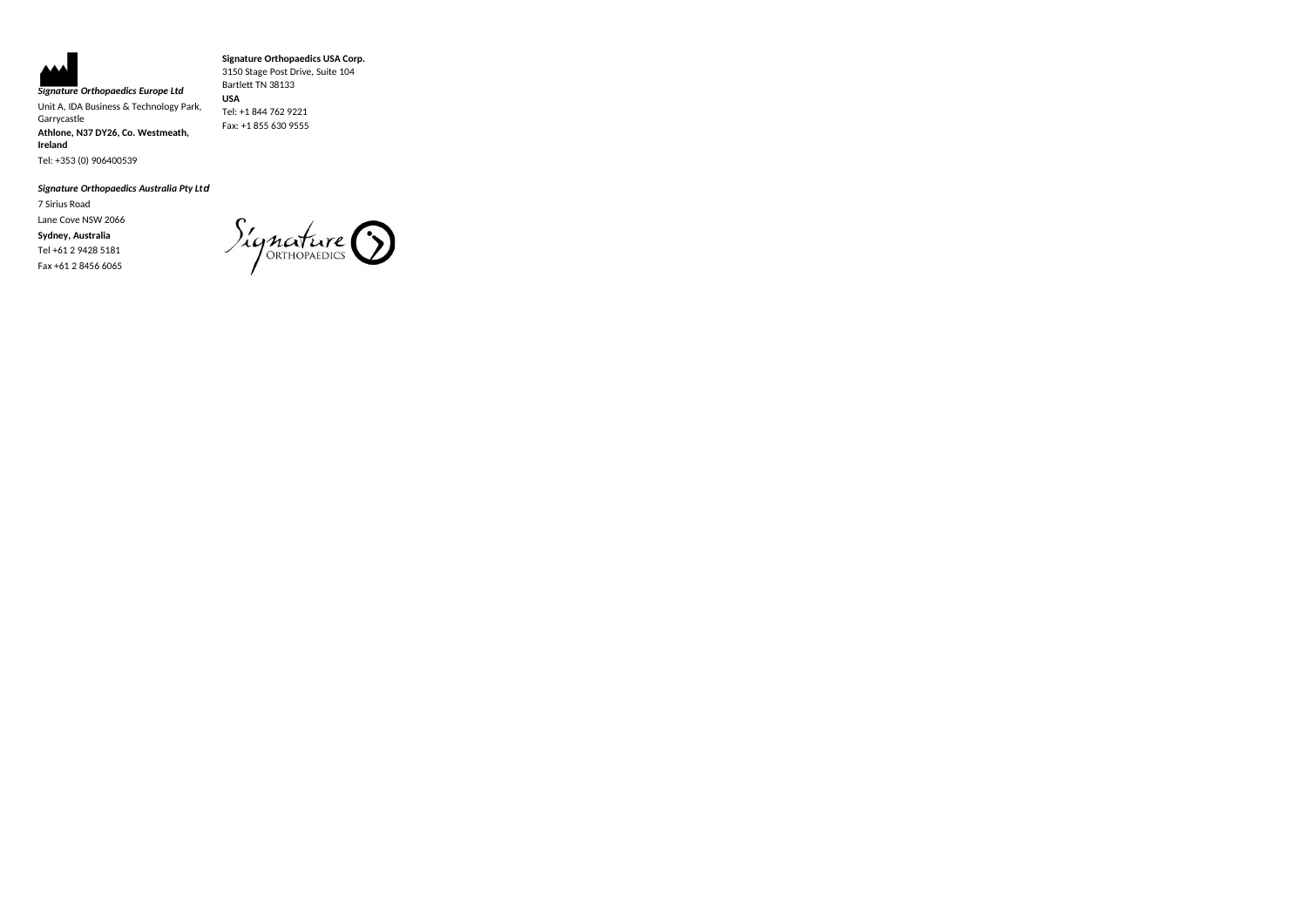***Signature Orthopaedics Europe Ltd***

Unit A, IDA Business & Technology Park, Garrycastle

**Athlone, N37 DY26, Co. Westmeath, Ireland**

Tel: +353 (0) 906400539

***Signature Orthopaedics Australia Pty Ltd***

7 Sirius Road

Lane Cove NSW 2066

**Sydney, Australia**

Tel +61 2 9428 5181

Fax +61 2 8456 6065

**Signature Orthopaedics USA Corp.**

3150 Stage Post Drive, Suite 104

Bartlett TN 38133

**USA**

Tel: +1 844 762 9221

Fax: +1 855 630 9555

Signature ORTHOPAEDICS